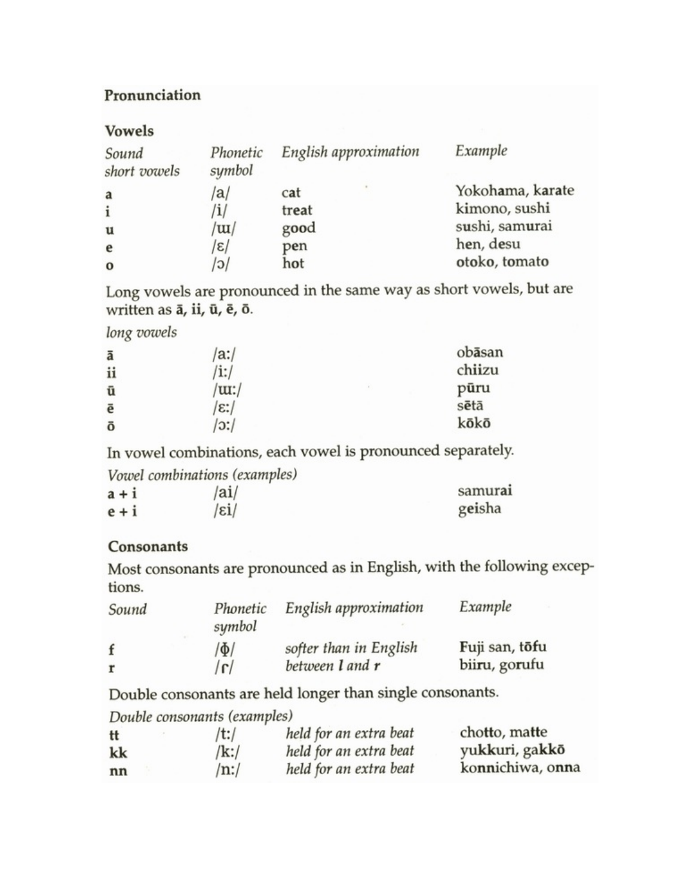## Pronunciation

### Vowels

| *Sound* *short vowels* | *Phonetic symbol* | *English approximation* | *Example* |
|---|---|---|---|
| **a** | /a/ | cat | Yokohama, karate |
| **i** | /i/ | treat | kimono, sushi |
| **u** | /ɯ/ | good | sushi, samurai |
| **e** | /ɛ/ | pen | hen, desu |
| **o** | /ɔ/ | hot | otoko, tomato |

Long vowels are pronounced in the same way as short vowels, but are written as **ā, ii, ū, ē, ō**.

| *long vowels* | | |
|---|---|---|
| **ā** | /a:/ | obāsan |
| **ii** | /i:/ | chiizu |
| **ū** | /ɯ:/ | pūru |
| **ē** | /ɛ:/ | sētā |
| **ō** | /ɔ:/ | kōkō |

In vowel combinations, each vowel is pronounced separately.

| *Vowel combinations (examples)* | | |
|---|---|---|
| **a + i** | /ai/ | samurai |
| **e + i** | /ɛi/ | geisha |

### Consonants

Most consonants are pronounced as in English, with the following exceptions.

| *Sound* | *Phonetic symbol* | *English approximation* | *Example* |
|---|---|---|---|
| **f** | /ɸ/ | *softer than in English* | **F**uji san, tō**f**u |
| **r** | /ɾ/ | *between **l** and **r*** | bii**r**u, go**r**ufu |

Double consonants are held longer than single consonants.

| *Double consonants (examples)* | | | |
|---|---|---|---|
| **tt** | /t:/ | *held for an extra beat* | cho**tt**o, ma**tt**e |
| **kk** | /k:/ | *held for an extra beat* | yu**kk**uri, ga**kk**ō |
| **nn** | /n:/ | *held for an extra beat* | ko**nn**ichiwa, o**nn**a |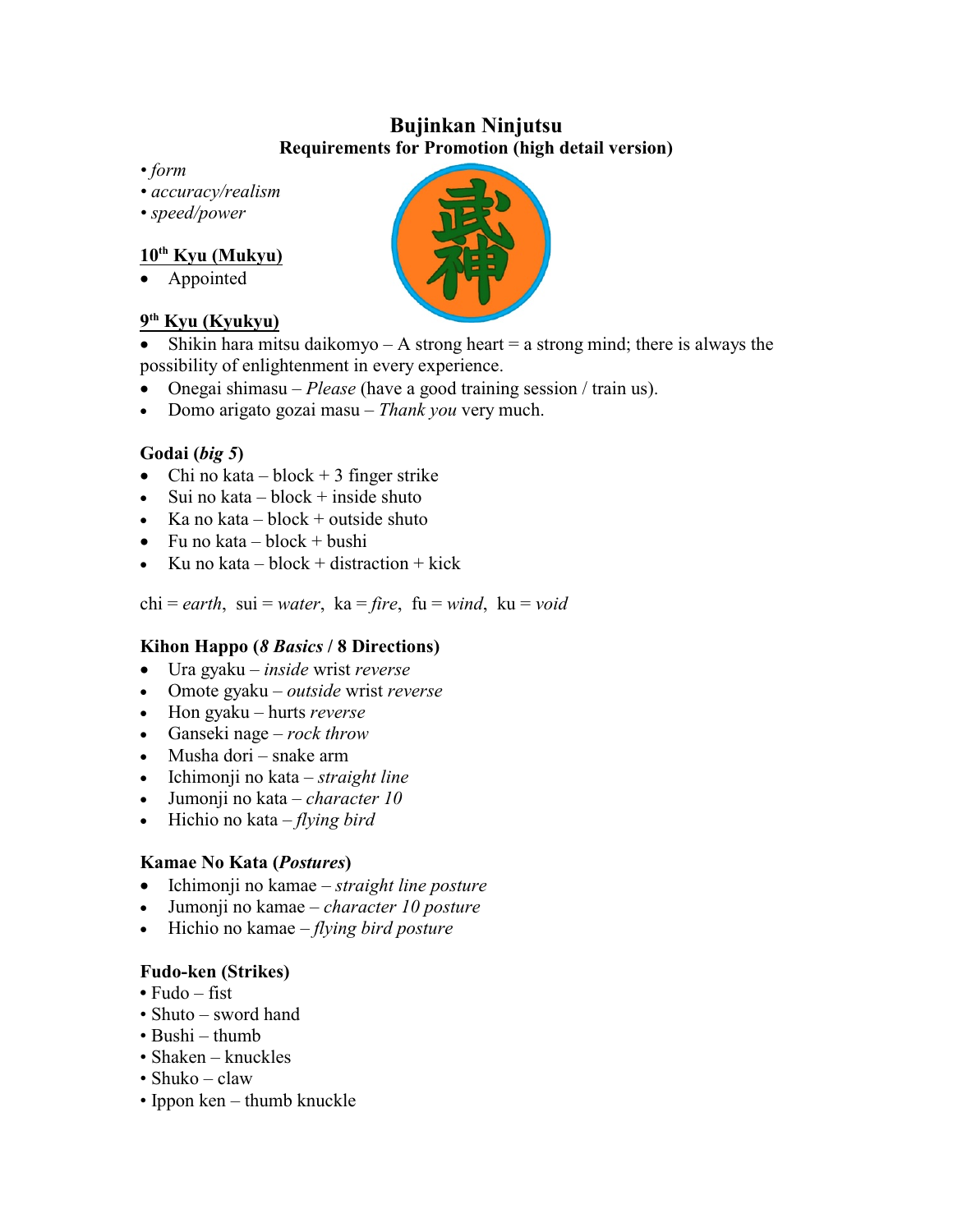# Bujinkan Ninjutsu

## Requirements for Promotion (high detail version)

• *form*
• *accuracy/realism*
• *speed/power*

### 10[th] Kyu (Mukyu)

- Appointed

### 9[th] Kyu (Kyukyu)

- Shikin hara mitsu daikomyo – A strong heart = a strong mind; there is always the possibility of enlightenment in every experience.
- Onegai shimasu – *Please* (have a good training session / train us).
- Domo arigato gozai masu – *Thank you* very much.

**Godai (*big 5*)**

- Chi no kata – block + 3 finger strike
- Sui no kata – block + inside shuto
- Ka no kata – block + outside shuto
- Fu no kata – block + bushi
- Ku no kata – block + distraction + kick

chi = *earth*, sui = *water*, ka = *fire*, fu = *wind*, ku = *void*

**Kihon Happo (*8 Basics* / 8 Directions)**

- Ura gyaku – *inside* wrist *reverse*
- Omote gyaku – *outside* wrist *reverse*
- Hon gyaku – hurts *reverse*
- Ganseki nage – *rock throw*
- Musha dori – snake arm
- Ichimonji no kata – *straight line*
- Jumonji no kata – *character 10*
- Hichio no kata – *flying bird*

**Kamae No Kata (*Postures*)**

- Ichimonji no kamae – *straight line posture*
- Jumonji no kamae – *character 10 posture*
- Hichio no kamae – *flying bird posture*

**Fudo-ken (Strikes)**

• Fudo – fist
• Shuto – sword hand
• Bushi – thumb
• Shaken – knuckles
• Shuko – claw
• Ippon ken – thumb knuckle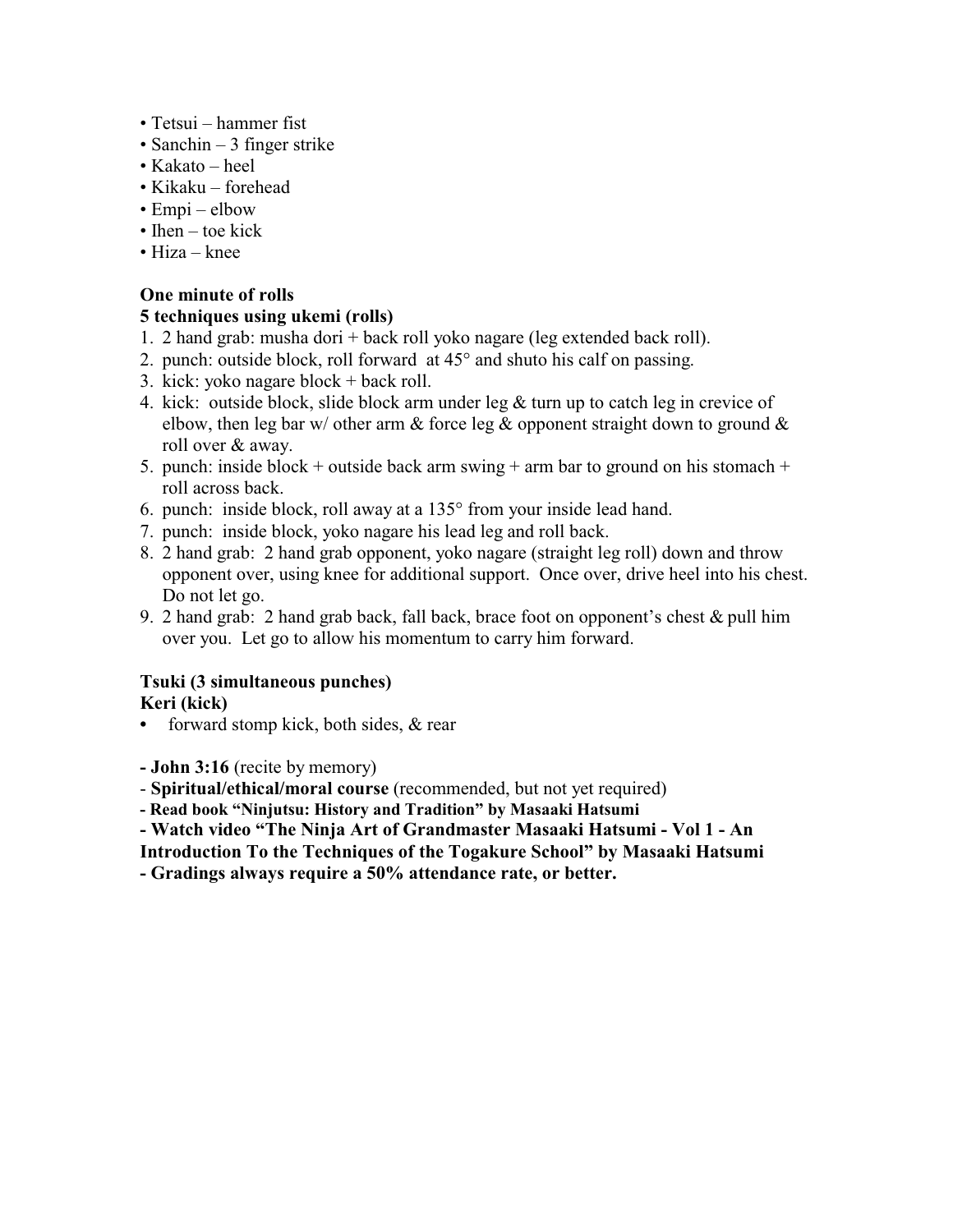- Tetsui – hammer fist
- Sanchin – 3 finger strike
- Kakato – heel
- Kikaku – forehead
- Empi – elbow
- Ihen – toe kick
- Hiza – knee

**One minute of rolls**
**5 techniques using ukemi (rolls)**

1. 2 hand grab: musha dori + back roll yoko nagare (leg extended back roll).
2. punch: outside block, roll forward at 45° and shuto his calf on passing.
3. kick: yoko nagare block + back roll.
4. kick: outside block, slide block arm under leg & turn up to catch leg in crevice of elbow, then leg bar w/ other arm & force leg & opponent straight down to ground & roll over & away.
5. punch: inside block + outside back arm swing + arm bar to ground on his stomach + roll across back.
6. punch: inside block, roll away at a 135° from your inside lead hand.
7. punch: inside block, yoko nagare his lead leg and roll back.
8. 2 hand grab: 2 hand grab opponent, yoko nagare (straight leg roll) down and throw opponent over, using knee for additional support. Once over, drive heel into his chest. Do not let go.
9. 2 hand grab: 2 hand grab back, fall back, brace foot on opponent's chest & pull him over you. Let go to allow his momentum to carry him forward.

**Tsuki (3 simultaneous punches)**
**Keri (kick)**

- forward stomp kick, both sides, & rear

**- John 3:16** (recite by memory)
- **Spiritual/ethical/moral course** (recommended, but not yet required)
**- Read book "Ninjutsu: History and Tradition" by Masaaki Hatsumi**
**- Watch video "The Ninja Art of Grandmaster Masaaki Hatsumi - Vol 1 - An Introduction To the Techniques of the Togakure School" by Masaaki Hatsumi**
**- Gradings always require a 50% attendance rate, or better.**